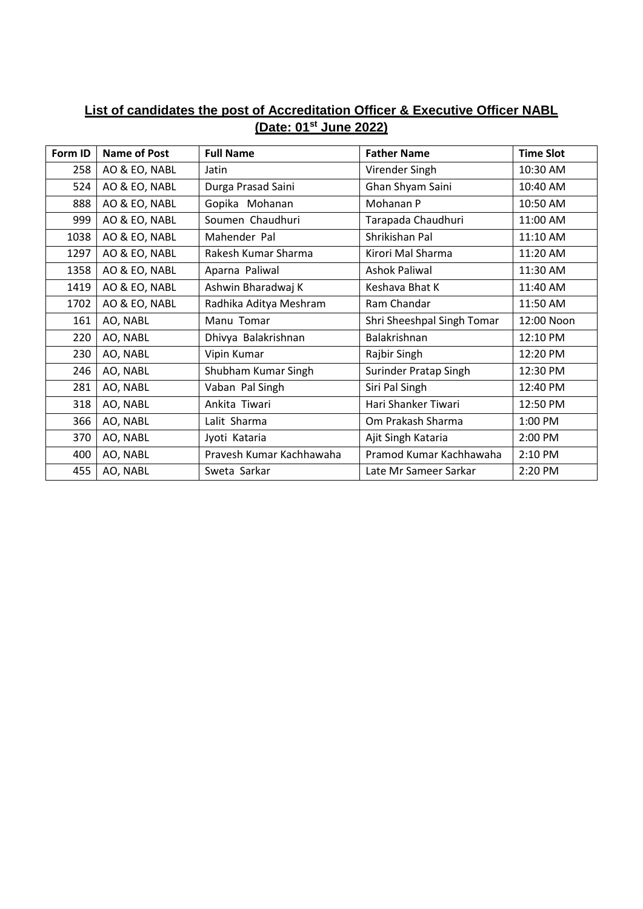**List of candidates the post of Accreditation Officer & Executive Officer NABL (Date: 01st June 2022)**

| Form ID | Name of Post | Full Name | Father Name | Time Slot |
|---|---|---|---|---|
| 258 | AO & EO, NABL | Jatin | Virender Singh | 10:30 AM |
| 524 | AO & EO, NABL | Durga Prasad Saini | Ghan Shyam Saini | 10:40 AM |
| 888 | AO & EO, NABL | Gopika Mohanan | Mohanan P | 10:50 AM |
| 999 | AO & EO, NABL | Soumen Chaudhuri | Tarapada Chaudhuri | 11:00 AM |
| 1038 | AO & EO, NABL | Mahender Pal | Shrikishan Pal | 11:10 AM |
| 1297 | AO & EO, NABL | Rakesh Kumar Sharma | Kirori Mal Sharma | 11:20 AM |
| 1358 | AO & EO, NABL | Aparna Paliwal | Ashok Paliwal | 11:30 AM |
| 1419 | AO & EO, NABL | Ashwin Bharadwaj K | Keshava Bhat K | 11:40 AM |
| 1702 | AO & EO, NABL | Radhika Aditya Meshram | Ram Chandar | 11:50 AM |
| 161 | AO, NABL | Manu Tomar | Shri Sheeshpal Singh Tomar | 12:00 Noon |
| 220 | AO, NABL | Dhivya Balakrishnan | Balakrishnan | 12:10 PM |
| 230 | AO, NABL | Vipin Kumar | Rajbir Singh | 12:20 PM |
| 246 | AO, NABL | Shubham Kumar Singh | Surinder Pratap Singh | 12:30 PM |
| 281 | AO, NABL | Vaban Pal Singh | Siri Pal Singh | 12:40 PM |
| 318 | AO, NABL | Ankita Tiwari | Hari Shanker Tiwari | 12:50 PM |
| 366 | AO, NABL | Lalit Sharma | Om Prakash Sharma | 1:00 PM |
| 370 | AO, NABL | Jyoti Kataria | Ajit Singh Kataria | 2:00 PM |
| 400 | AO, NABL | Pravesh Kumar Kachhawaha | Pramod Kumar Kachhawaha | 2:10 PM |
| 455 | AO, NABL | Sweta Sarkar | Late Mr Sameer Sarkar | 2:20 PM |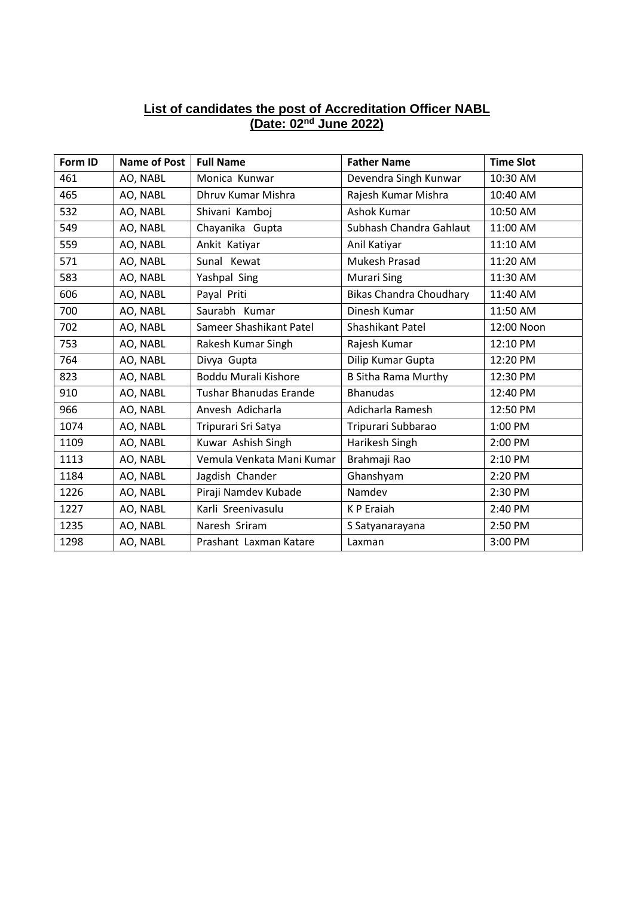**List of candidates the post of Accreditation Officer NABL**
**(Date: 02nd June 2022)**

| Form ID | Name of Post | Full Name | Father Name | Time Slot |
|---|---|---|---|---|
| 461 | AO, NABL | Monica Kunwar | Devendra Singh Kunwar | 10:30 AM |
| 465 | AO, NABL | Dhruv Kumar Mishra | Rajesh Kumar Mishra | 10:40 AM |
| 532 | AO, NABL | Shivani Kamboj | Ashok Kumar | 10:50 AM |
| 549 | AO, NABL | Chayanika Gupta | Subhash Chandra Gahlaut | 11:00 AM |
| 559 | AO, NABL | Ankit Katiyar | Anil Katiyar | 11:10 AM |
| 571 | AO, NABL | Sunal Kewat | Mukesh Prasad | 11:20 AM |
| 583 | AO, NABL | Yashpal Sing | Murari Sing | 11:30 AM |
| 606 | AO, NABL | Payal Priti | Bikas Chandra Choudhary | 11:40 AM |
| 700 | AO, NABL | Saurabh Kumar | Dinesh Kumar | 11:50 AM |
| 702 | AO, NABL | Sameer Shashikant Patel | Shashikant Patel | 12:00 Noon |
| 753 | AO, NABL | Rakesh Kumar Singh | Rajesh Kumar | 12:10 PM |
| 764 | AO, NABL | Divya Gupta | Dilip Kumar Gupta | 12:20 PM |
| 823 | AO, NABL | Boddu Murali Kishore | B Sitha Rama Murthy | 12:30 PM |
| 910 | AO, NABL | Tushar Bhanudas Erande | Bhanudas | 12:40 PM |
| 966 | AO, NABL | Anvesh Adicharla | Adicharla Ramesh | 12:50 PM |
| 1074 | AO, NABL | Tripurari Sri Satya | Tripurari Subbarao | 1:00 PM |
| 1109 | AO, NABL | Kuwar Ashish Singh | Harikesh Singh | 2:00 PM |
| 1113 | AO, NABL | Vemula Venkata Mani Kumar | Brahmaji Rao | 2:10 PM |
| 1184 | AO, NABL | Jagdish Chander | Ghanshyam | 2:20 PM |
| 1226 | AO, NABL | Piraji Namdev Kubade | Namdev | 2:30 PM |
| 1227 | AO, NABL | Karli Sreenivasulu | K P Eraiah | 2:40 PM |
| 1235 | AO, NABL | Naresh Sriram | S Satyanarayana | 2:50 PM |
| 1298 | AO, NABL | Prashant Laxman Katare | Laxman | 3:00 PM |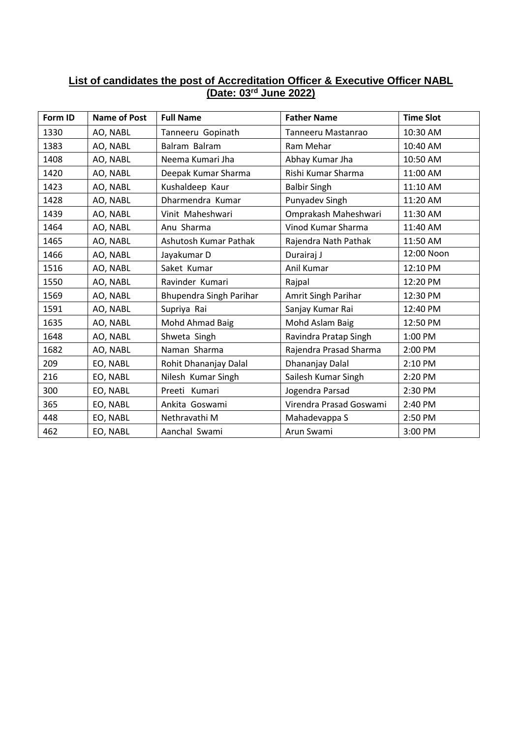## List of candidates the post of Accreditation Officer & Executive Officer NABL (Date: 03rd June 2022)

| Form ID | Name of Post | Full Name | Father Name | Time Slot |
|---|---|---|---|---|
| 1330 | AO, NABL | Tanneeru Gopinath | Tanneeru Mastanrao | 10:30 AM |
| 1383 | AO, NABL | Balram Balram | Ram Mehar | 10:40 AM |
| 1408 | AO, NABL | Neema Kumari Jha | Abhay Kumar Jha | 10:50 AM |
| 1420 | AO, NABL | Deepak Kumar Sharma | Rishi Kumar Sharma | 11:00 AM |
| 1423 | AO, NABL | Kushaldeep Kaur | Balbir Singh | 11:10 AM |
| 1428 | AO, NABL | Dharmendra Kumar | Punyadev Singh | 11:20 AM |
| 1439 | AO, NABL | Vinit Maheshwari | Omprakash Maheshwari | 11:30 AM |
| 1464 | AO, NABL | Anu Sharma | Vinod Kumar Sharma | 11:40 AM |
| 1465 | AO, NABL | Ashutosh Kumar Pathak | Rajendra Nath Pathak | 11:50 AM |
| 1466 | AO, NABL | Jayakumar D | Durairaj J | 12:00 Noon |
| 1516 | AO, NABL | Saket Kumar | Anil Kumar | 12:10 PM |
| 1550 | AO, NABL | Ravinder Kumari | Rajpal | 12:20 PM |
| 1569 | AO, NABL | Bhupendra Singh Parihar | Amrit Singh Parihar | 12:30 PM |
| 1591 | AO, NABL | Supriya Rai | Sanjay Kumar Rai | 12:40 PM |
| 1635 | AO, NABL | Mohd Ahmad Baig | Mohd Aslam Baig | 12:50 PM |
| 1648 | AO, NABL | Shweta Singh | Ravindra Pratap Singh | 1:00 PM |
| 1682 | AO, NABL | Naman Sharma | Rajendra Prasad Sharma | 2:00 PM |
| 209 | EO, NABL | Rohit Dhananjay Dalal | Dhananjay Dalal | 2:10 PM |
| 216 | EO, NABL | Nilesh Kumar Singh | Sailesh Kumar Singh | 2:20 PM |
| 300 | EO, NABL | Preeti Kumari | Jogendra Parsad | 2:30 PM |
| 365 | EO, NABL | Ankita Goswami | Virendra Prasad Goswami | 2:40 PM |
| 448 | EO, NABL | Nethravathi M | Mahadevappa S | 2:50 PM |
| 462 | EO, NABL | Aanchal Swami | Arun Swami | 3:00 PM |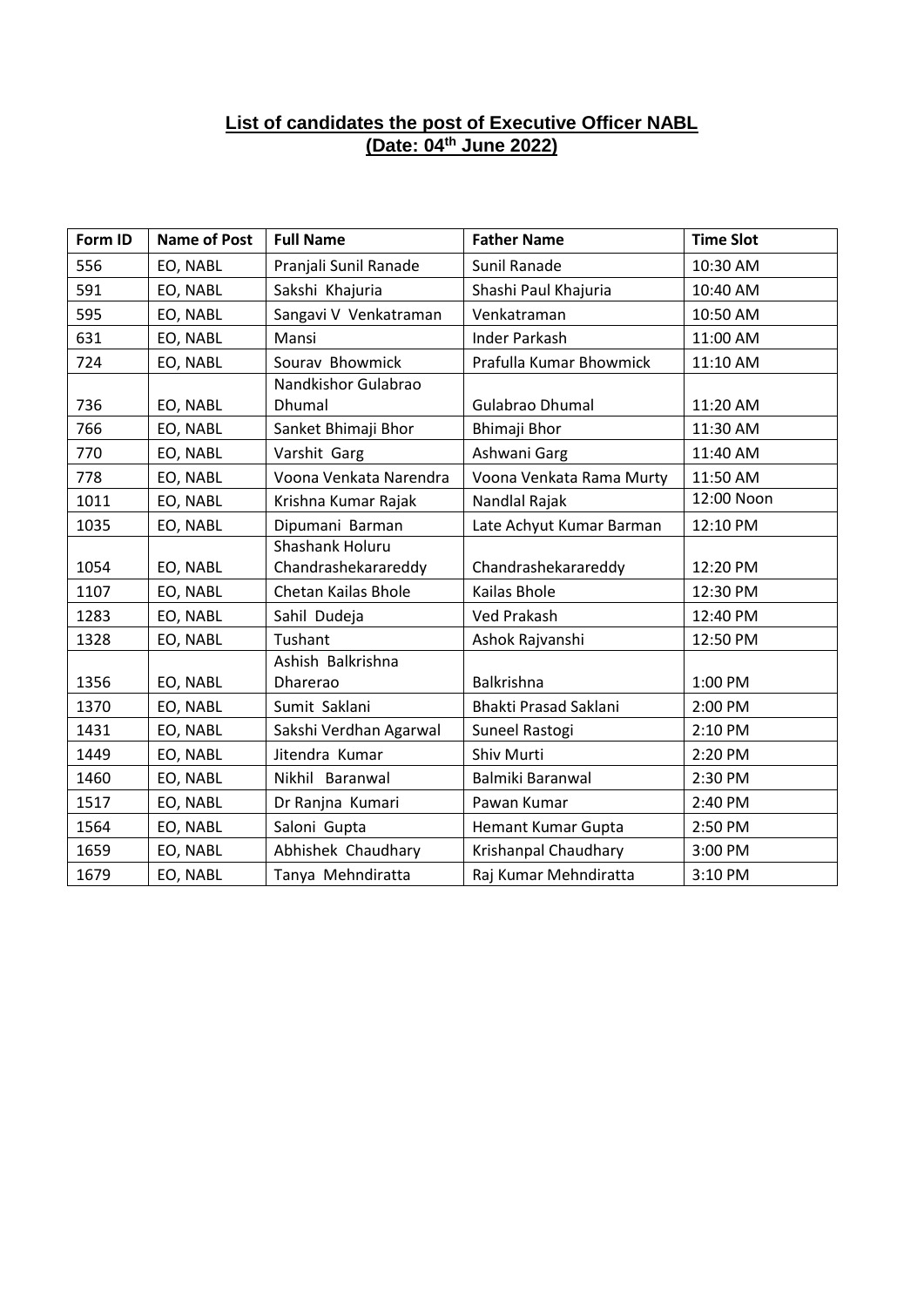**List of candidates the post of Executive Officer NABL**
**(Date: 04th June 2022)**

| Form ID | Name of Post | Full Name | Father Name | Time Slot |
|---|---|---|---|---|
| 556 | EO, NABL | Pranjali Sunil Ranade | Sunil Ranade | 10:30 AM |
| 591 | EO, NABL | Sakshi Khajuria | Shashi Paul Khajuria | 10:40 AM |
| 595 | EO, NABL | Sangavi V Venkatraman | Venkatraman | 10:50 AM |
| 631 | EO, NABL | Mansi | Inder Parkash | 11:00 AM |
| 724 | EO, NABL | Sourav Bhowmick | Prafulla Kumar Bhowmick | 11:10 AM |
| 736 | EO, NABL | Nandkishor Gulabrao Dhumal | Gulabrao Dhumal | 11:20 AM |
| 766 | EO, NABL | Sanket Bhimaji Bhor | Bhimaji Bhor | 11:30 AM |
| 770 | EO, NABL | Varshit Garg | Ashwani Garg | 11:40 AM |
| 778 | EO, NABL | Voona Venkata Narendra | Voona Venkata Rama Murty | 11:50 AM |
| 1011 | EO, NABL | Krishna Kumar Rajak | Nandlal Rajak | 12:00 Noon |
| 1035 | EO, NABL | Dipumani Barman | Late Achyut Kumar Barman | 12:10 PM |
| 1054 | EO, NABL | Shashank Holuru Chandrashekarareddy | Chandrashekarareddy | 12:20 PM |
| 1107 | EO, NABL | Chetan Kailas Bhole | Kailas Bhole | 12:30 PM |
| 1283 | EO, NABL | Sahil Dudeja | Ved Prakash | 12:40 PM |
| 1328 | EO, NABL | Tushant | Ashok Rajvanshi | 12:50 PM |
| 1356 | EO, NABL | Ashish Balkrishna Dharerao | Balkrishna | 1:00 PM |
| 1370 | EO, NABL | Sumit Saklani | Bhakti Prasad Saklani | 2:00 PM |
| 1431 | EO, NABL | Sakshi Verdhan Agarwal | Suneel Rastogi | 2:10 PM |
| 1449 | EO, NABL | Jitendra Kumar | Shiv Murti | 2:20 PM |
| 1460 | EO, NABL | Nikhil Baranwal | Balmiki Baranwal | 2:30 PM |
| 1517 | EO, NABL | Dr Ranjna Kumari | Pawan Kumar | 2:40 PM |
| 1564 | EO, NABL | Saloni Gupta | Hemant Kumar Gupta | 2:50 PM |
| 1659 | EO, NABL | Abhishek Chaudhary | Krishanpal Chaudhary | 3:00 PM |
| 1679 | EO, NABL | Tanya Mehndiratta | Raj Kumar Mehndiratta | 3:10 PM |